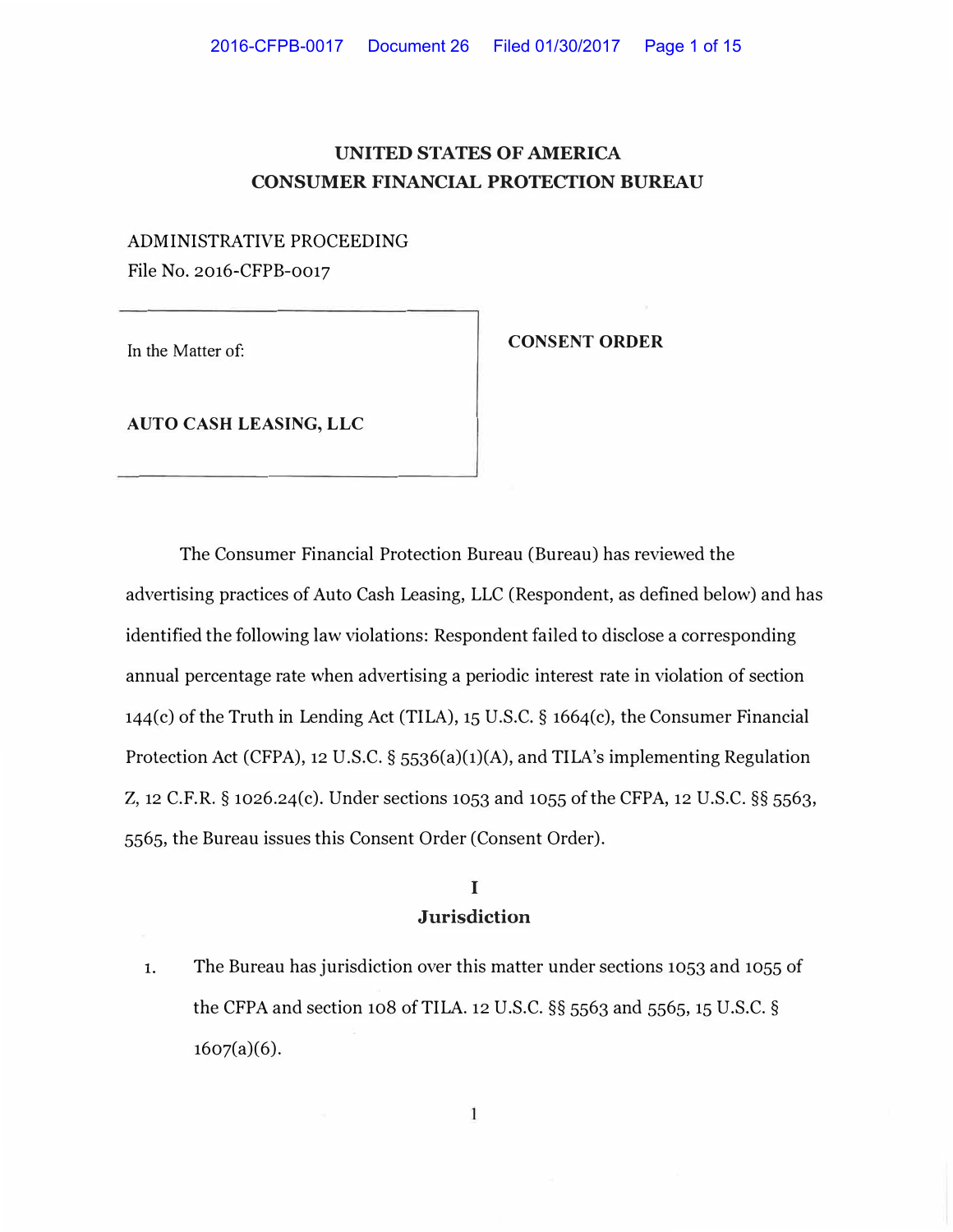# UNITED STATES OF AMERICA
# CONSUMER FINANCIAL PROTECTION BUREAU

ADMINISTRATIVE PROCEEDING
File No. 2016-CFPB-0017

| In the Matter of: **AUTO CASH LEASING, LLC** | **CONSENT ORDER** |
|---|---|

The Consumer Financial Protection Bureau (Bureau) has reviewed the advertising practices of Auto Cash Leasing, LLC (Respondent, as defined below) and has identified the following law violations: Respondent failed to disclose a corresponding annual percentage rate when advertising a periodic interest rate in violation of section 144(c) of the Truth in Lending Act (TILA), 15 U.S.C. § 1664(c), the Consumer Financial Protection Act (CFPA), 12 U.S.C. § 5536(a)(1)(A), and TILA's implementing Regulation Z, 12 C.F.R. § 1026.24(c). Under sections 1053 and 1055 of the CFPA, 12 U.S.C. §§ 5563, 5565, the Bureau issues this Consent Order (Consent Order).

## I
## Jurisdiction

1. The Bureau has jurisdiction over this matter under sections 1053 and 1055 of the CFPA and section 108 of TILA. 12 U.S.C. §§ 5563 and 5565, 15 U.S.C. § 1607(a)(6).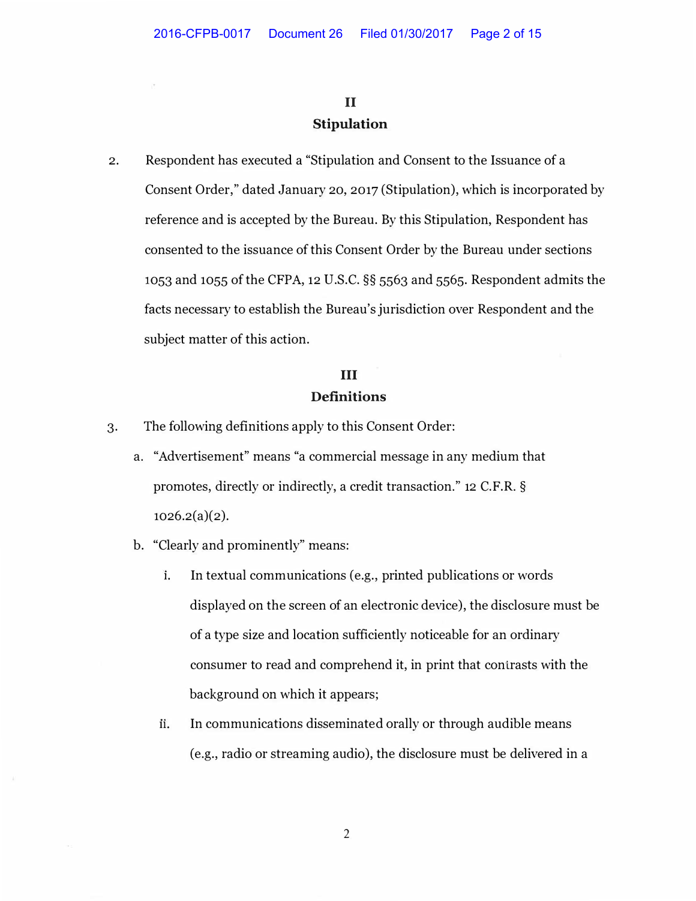## II
## Stipulation

2. Respondent has executed a "Stipulation and Consent to the Issuance of a Consent Order," dated January 20, 2017 (Stipulation), which is incorporated by reference and is accepted by the Bureau. By this Stipulation, Respondent has consented to the issuance of this Consent Order by the Bureau under sections 1053 and 1055 of the CFPA, 12 U.S.C. §§ 5563 and 5565. Respondent admits the facts necessary to establish the Bureau's jurisdiction over Respondent and the subject matter of this action.

## III
## Definitions

3. The following definitions apply to this Consent Order:

   a. "Advertisement" means "a commercial message in any medium that promotes, directly or indirectly, a credit transaction." 12 C.F.R. § 1026.2(a)(2).

   b. "Clearly and prominently" means:

      i. In textual communications (e.g., printed publications or words displayed on the screen of an electronic device), the disclosure must be of a type size and location sufficiently noticeable for an ordinary consumer to read and comprehend it, in print that contrasts with the background on which it appears;

      ii. In communications disseminated orally or through audible means (e.g., radio or streaming audio), the disclosure must be delivered in a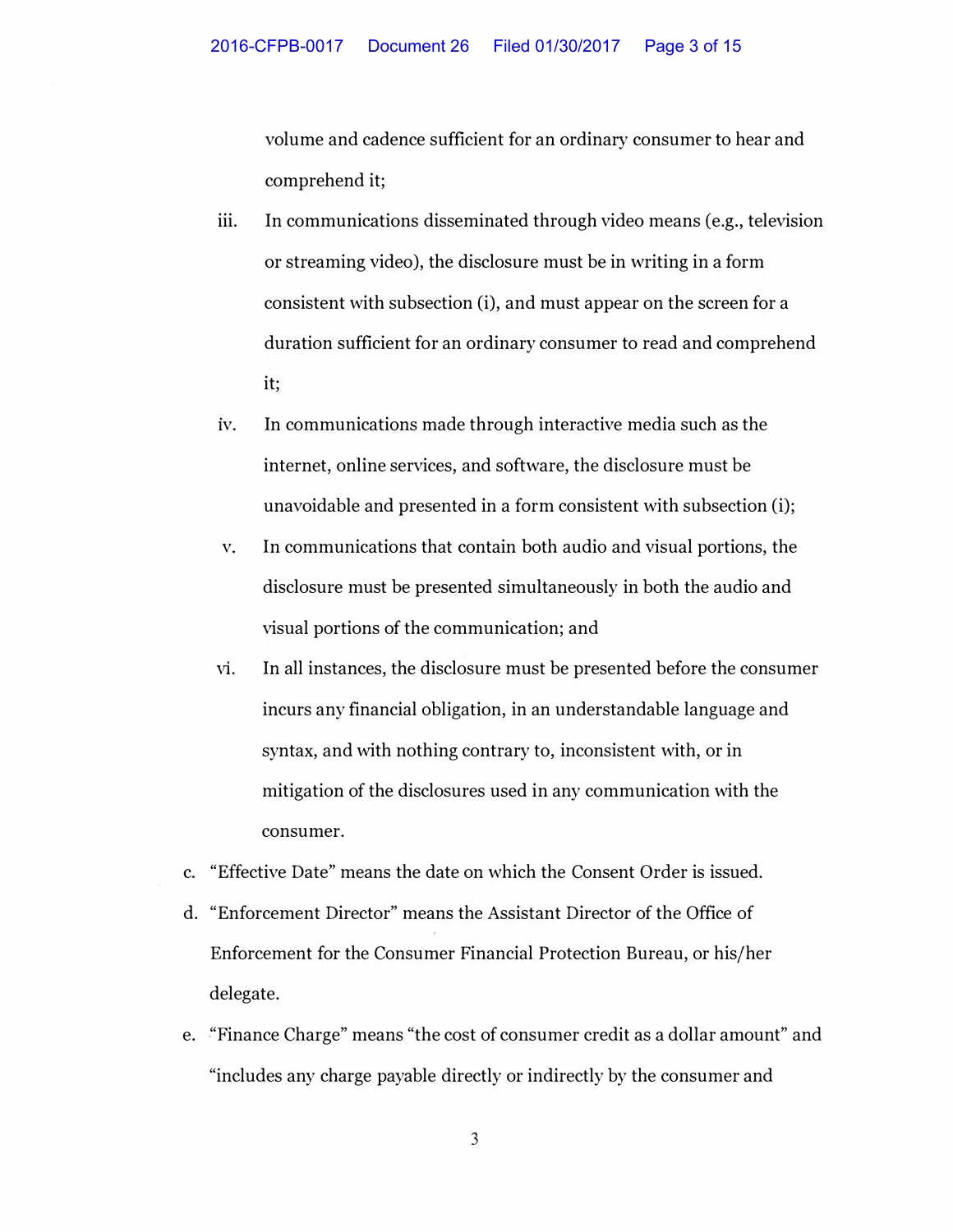volume and cadence sufficient for an ordinary consumer to hear and comprehend it;

iii. In communications disseminated through video means (e.g., television or streaming video), the disclosure must be in writing in a form consistent with subsection (i), and must appear on the screen for a duration sufficient for an ordinary consumer to read and comprehend it;

iv. In communications made through interactive media such as the internet, online services, and software, the disclosure must be unavoidable and presented in a form consistent with subsection (i);

v. In communications that contain both audio and visual portions, the disclosure must be presented simultaneously in both the audio and visual portions of the communication; and

vi. In all instances, the disclosure must be presented before the consumer incurs any financial obligation, in an understandable language and syntax, and with nothing contrary to, inconsistent with, or in mitigation of the disclosures used in any communication with the consumer.

c. "Effective Date" means the date on which the Consent Order is issued.

d. "Enforcement Director" means the Assistant Director of the Office of Enforcement for the Consumer Financial Protection Bureau, or his/her delegate.

e. "Finance Charge" means "the cost of consumer credit as a dollar amount" and "includes any charge payable directly or indirectly by the consumer and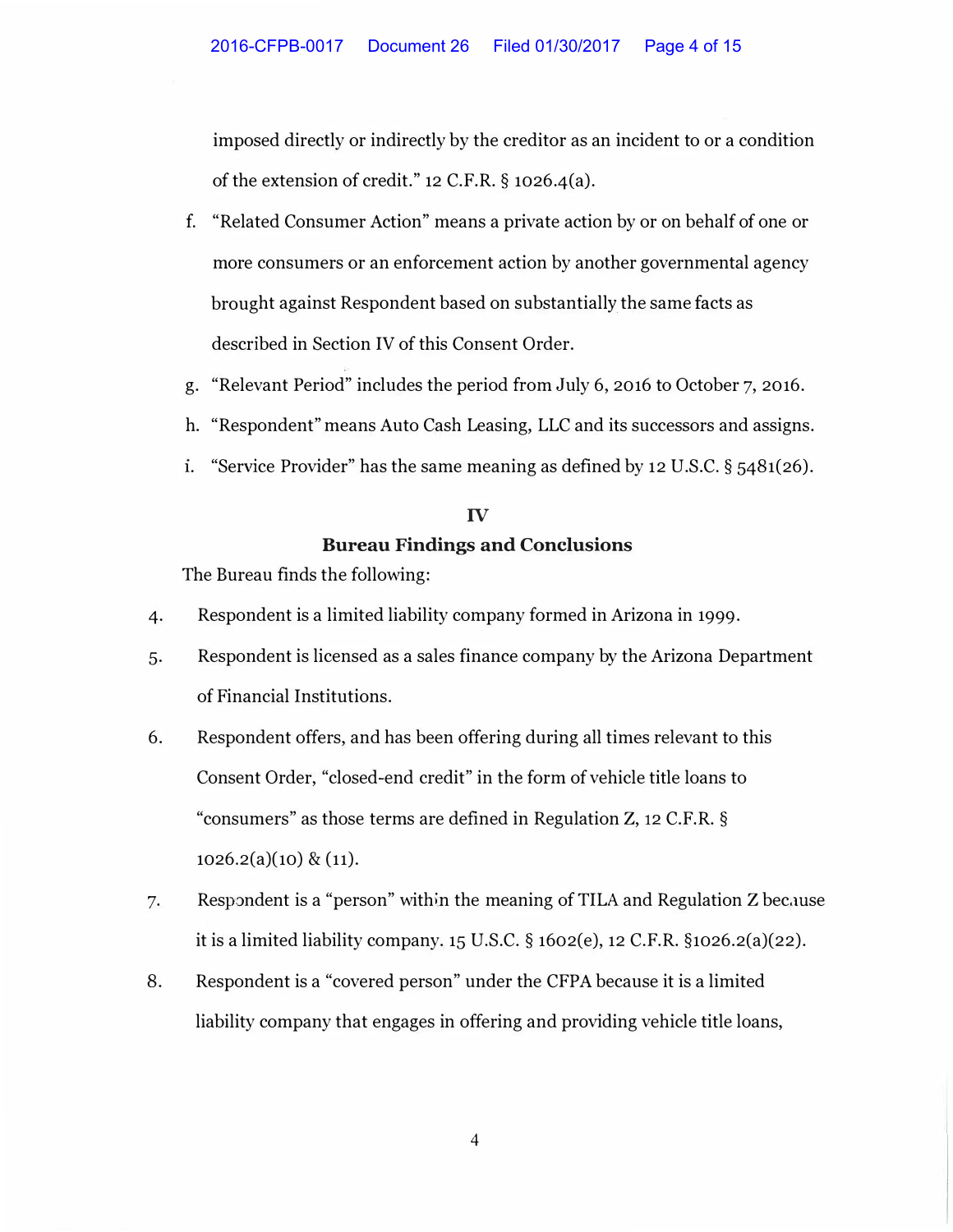imposed directly or indirectly by the creditor as an incident to or a condition of the extension of credit." 12 C.F.R. § 1026.4(a).

f. "Related Consumer Action" means a private action by or on behalf of one or more consumers or an enforcement action by another governmental agency brought against Respondent based on substantially the same facts as described in Section IV of this Consent Order.

g. "Relevant Period" includes the period from July 6, 2016 to October 7, 2016.

h. "Respondent" means Auto Cash Leasing, LLC and its successors and assigns.

i. "Service Provider" has the same meaning as defined by 12 U.S.C. § 5481(26).

## IV

## Bureau Findings and Conclusions

The Bureau finds the following:

4. Respondent is a limited liability company formed in Arizona in 1999.

5. Respondent is licensed as a sales finance company by the Arizona Department of Financial Institutions.

6. Respondent offers, and has been offering during all times relevant to this Consent Order, "closed-end credit" in the form of vehicle title loans to "consumers" as those terms are defined in Regulation Z, 12 C.F.R. § 1026.2(a)(10) & (11).

7. Respondent is a "person" within the meaning of TILA and Regulation Z because it is a limited liability company. 15 U.S.C. § 1602(e), 12 C.F.R. §1026.2(a)(22).

8. Respondent is a "covered person" under the CFPA because it is a limited liability company that engages in offering and providing vehicle title loans,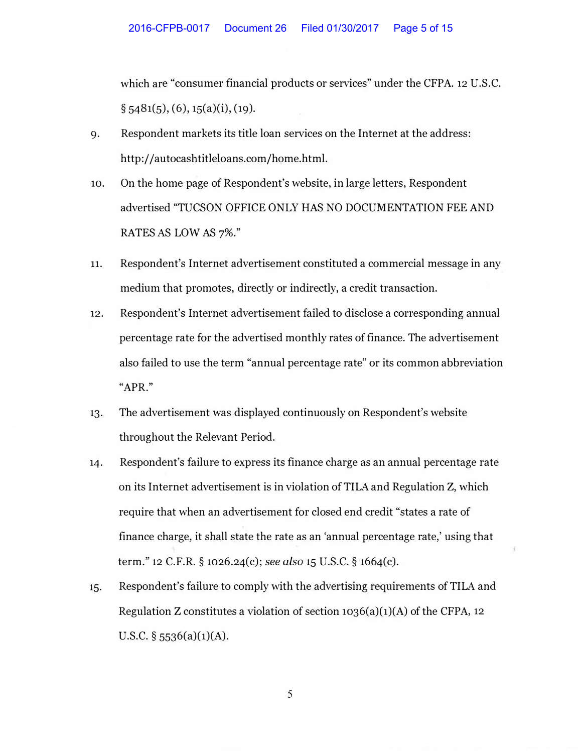which are "consumer financial products or services" under the CFPA. 12 U.S.C. § 5481(5), (6), 15(a)(i), (19).

9. Respondent markets its title loan services on the Internet at the address: http://autocashtitleloans.com/home.html.

10. On the home page of Respondent's website, in large letters, Respondent advertised "TUCSON OFFICE ONLY HAS NO DOCUMENTATION FEE AND RATES AS LOW AS 7%."

11. Respondent's Internet advertisement constituted a commercial message in any medium that promotes, directly or indirectly, a credit transaction.

12. Respondent's Internet advertisement failed to disclose a corresponding annual percentage rate for the advertised monthly rates of finance. The advertisement also failed to use the term "annual percentage rate" or its common abbreviation "APR."

13. The advertisement was displayed continuously on Respondent's website throughout the Relevant Period.

14. Respondent's failure to express its finance charge as an annual percentage rate on its Internet advertisement is in violation of TILA and Regulation Z, which require that when an advertisement for closed end credit "states a rate of finance charge, it shall state the rate as an 'annual percentage rate,' using that term." 12 C.F.R. § 1026.24(c); *see also* 15 U.S.C. § 1664(c).

15. Respondent's failure to comply with the advertising requirements of TILA and Regulation Z constitutes a violation of section 1036(a)(1)(A) of the CFPA, 12 U.S.C. § 5536(a)(1)(A).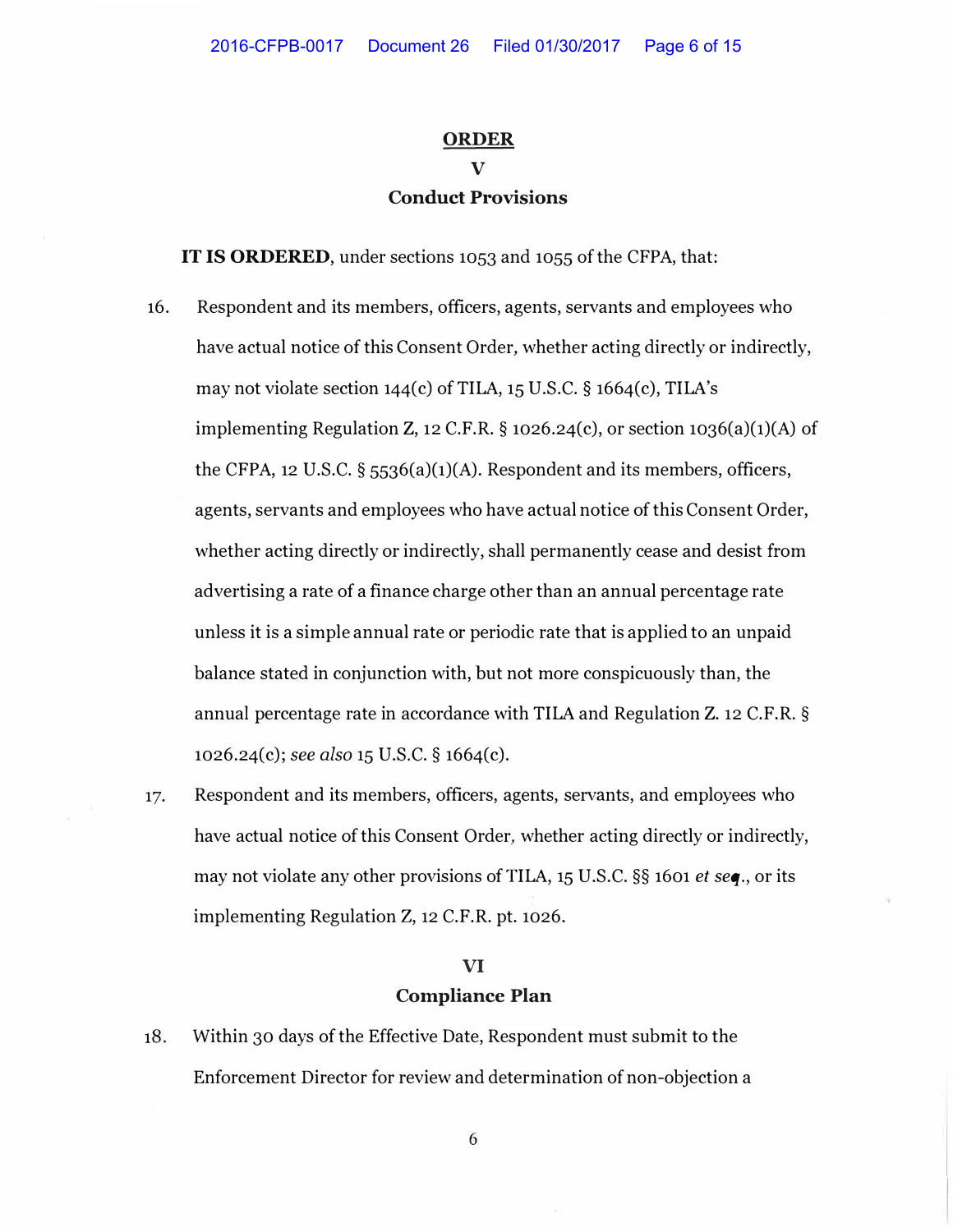# ORDER

## V

## Conduct Provisions

**IT IS ORDERED**, under sections 1053 and 1055 of the CFPA, that:

16. Respondent and its members, officers, agents, servants and employees who have actual notice of this Consent Order, whether acting directly or indirectly, may not violate section 144(c) of TILA, 15 U.S.C. § 1664(c), TILA's implementing Regulation Z, 12 C.F.R. § 1026.24(c), or section 1036(a)(1)(A) of the CFPA, 12 U.S.C. § 5536(a)(1)(A). Respondent and its members, officers, agents, servants and employees who have actual notice of this Consent Order, whether acting directly or indirectly, shall permanently cease and desist from advertising a rate of a finance charge other than an annual percentage rate unless it is a simple annual rate or periodic rate that is applied to an unpaid balance stated in conjunction with, but not more conspicuously than, the annual percentage rate in accordance with TILA and Regulation Z. 12 C.F.R. § 1026.24(c); *see also* 15 U.S.C. § 1664(c).

17. Respondent and its members, officers, agents, servants, and employees who have actual notice of this Consent Order, whether acting directly or indirectly, may not violate any other provisions of TILA, 15 U.S.C. §§ 1601 *et seq.*, or its implementing Regulation Z, 12 C.F.R. pt. 1026.

## VI

## Compliance Plan

18. Within 30 days of the Effective Date, Respondent must submit to the Enforcement Director for review and determination of non-objection a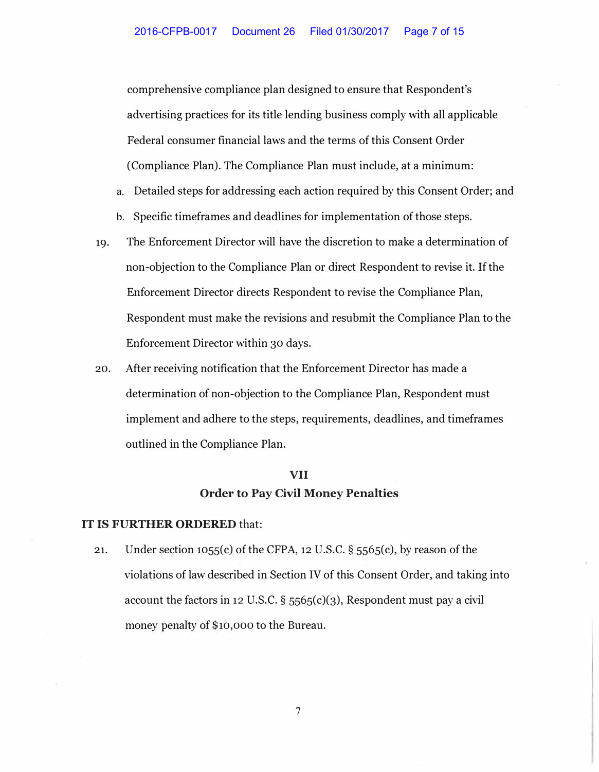comprehensive compliance plan designed to ensure that Respondent's advertising practices for its title lending business comply with all applicable Federal consumer financial laws and the terms of this Consent Order (Compliance Plan). The Compliance Plan must include, at a minimum:

a. Detailed steps for addressing each action required by this Consent Order; and

b. Specific timeframes and deadlines for implementation of those steps.

19. The Enforcement Director will have the discretion to make a determination of non-objection to the Compliance Plan or direct Respondent to revise it. If the Enforcement Director directs Respondent to revise the Compliance Plan, Respondent must make the revisions and resubmit the Compliance Plan to the Enforcement Director within 30 days.

20. After receiving notification that the Enforcement Director has made a determination of non-objection to the Compliance Plan, Respondent must implement and adhere to the steps, requirements, deadlines, and timeframes outlined in the Compliance Plan.

## VII
## Order to Pay Civil Money Penalties

**IT IS FURTHER ORDERED** that:

21. Under section 1055(c) of the CFPA, 12 U.S.C. § 5565(c), by reason of the violations of law described in Section IV of this Consent Order, and taking into account the factors in 12 U.S.C. § 5565(c)(3), Respondent must pay a civil money penalty of $10,000 to the Bureau.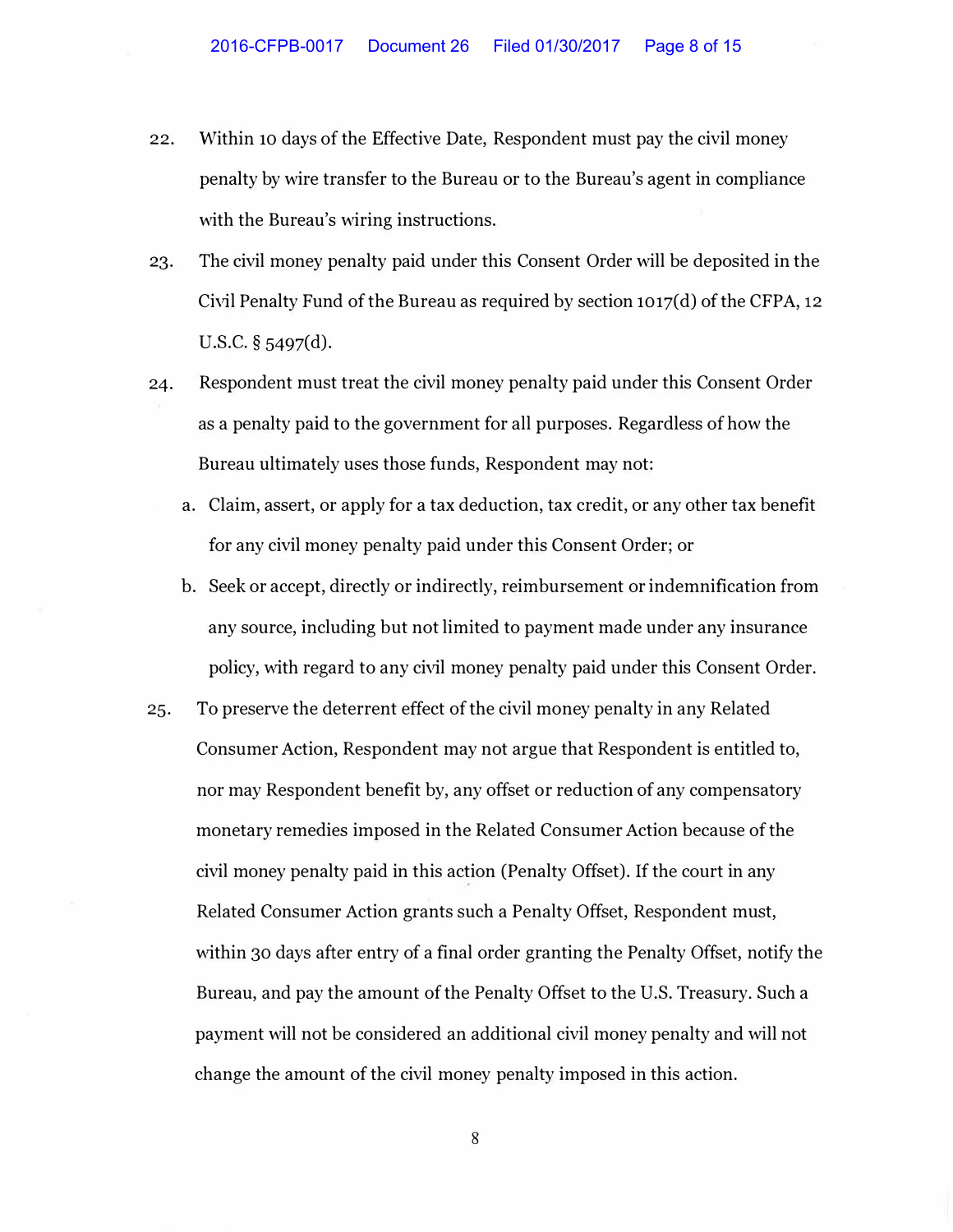22. Within 10 days of the Effective Date, Respondent must pay the civil money penalty by wire transfer to the Bureau or to the Bureau's agent in compliance with the Bureau's wiring instructions.

23. The civil money penalty paid under this Consent Order will be deposited in the Civil Penalty Fund of the Bureau as required by section 1017(d) of the CFPA, 12 U.S.C. § 5497(d).

24. Respondent must treat the civil money penalty paid under this Consent Order as a penalty paid to the government for all purposes. Regardless of how the Bureau ultimately uses those funds, Respondent may not:

    a. Claim, assert, or apply for a tax deduction, tax credit, or any other tax benefit for any civil money penalty paid under this Consent Order; or

    b. Seek or accept, directly or indirectly, reimbursement or indemnification from any source, including but not limited to payment made under any insurance policy, with regard to any civil money penalty paid under this Consent Order.

25. To preserve the deterrent effect of the civil money penalty in any Related Consumer Action, Respondent may not argue that Respondent is entitled to, nor may Respondent benefit by, any offset or reduction of any compensatory monetary remedies imposed in the Related Consumer Action because of the civil money penalty paid in this action (Penalty Offset). If the court in any Related Consumer Action grants such a Penalty Offset, Respondent must, within 30 days after entry of a final order granting the Penalty Offset, notify the Bureau, and pay the amount of the Penalty Offset to the U.S. Treasury. Such a payment will not be considered an additional civil money penalty and will not change the amount of the civil money penalty imposed in this action.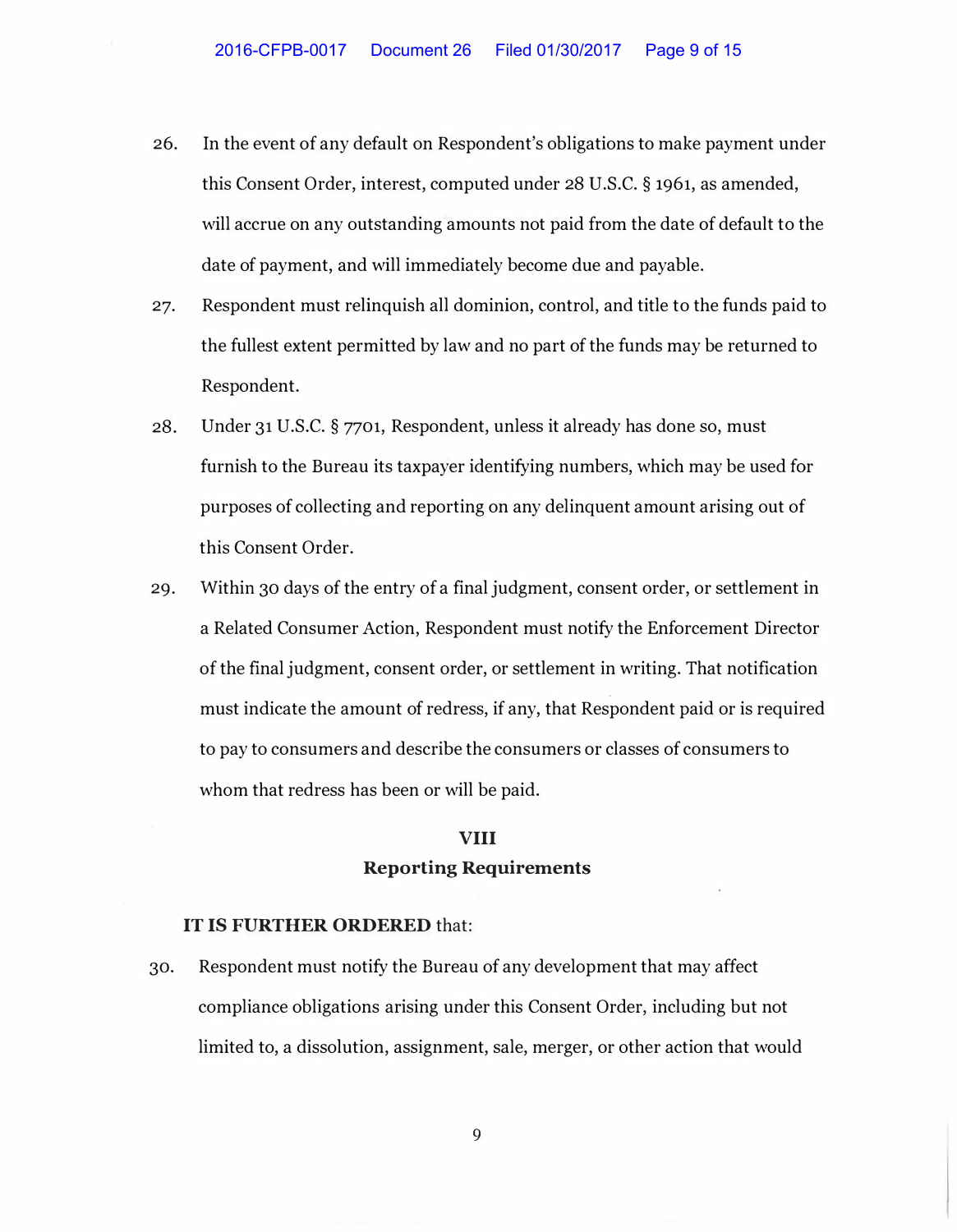26. In the event of any default on Respondent's obligations to make payment under this Consent Order, interest, computed under 28 U.S.C. § 1961, as amended, will accrue on any outstanding amounts not paid from the date of default to the date of payment, and will immediately become due and payable.

27. Respondent must relinquish all dominion, control, and title to the funds paid to the fullest extent permitted by law and no part of the funds may be returned to Respondent.

28. Under 31 U.S.C. § 7701, Respondent, unless it already has done so, must furnish to the Bureau its taxpayer identifying numbers, which may be used for purposes of collecting and reporting on any delinquent amount arising out of this Consent Order.

29. Within 30 days of the entry of a final judgment, consent order, or settlement in a Related Consumer Action, Respondent must notify the Enforcement Director of the final judgment, consent order, or settlement in writing. That notification must indicate the amount of redress, if any, that Respondent paid or is required to pay to consumers and describe the consumers or classes of consumers to whom that redress has been or will be paid.

## VIII
## Reporting Requirements

**IT IS FURTHER ORDERED** that:

30. Respondent must notify the Bureau of any development that may affect compliance obligations arising under this Consent Order, including but not limited to, a dissolution, assignment, sale, merger, or other action that would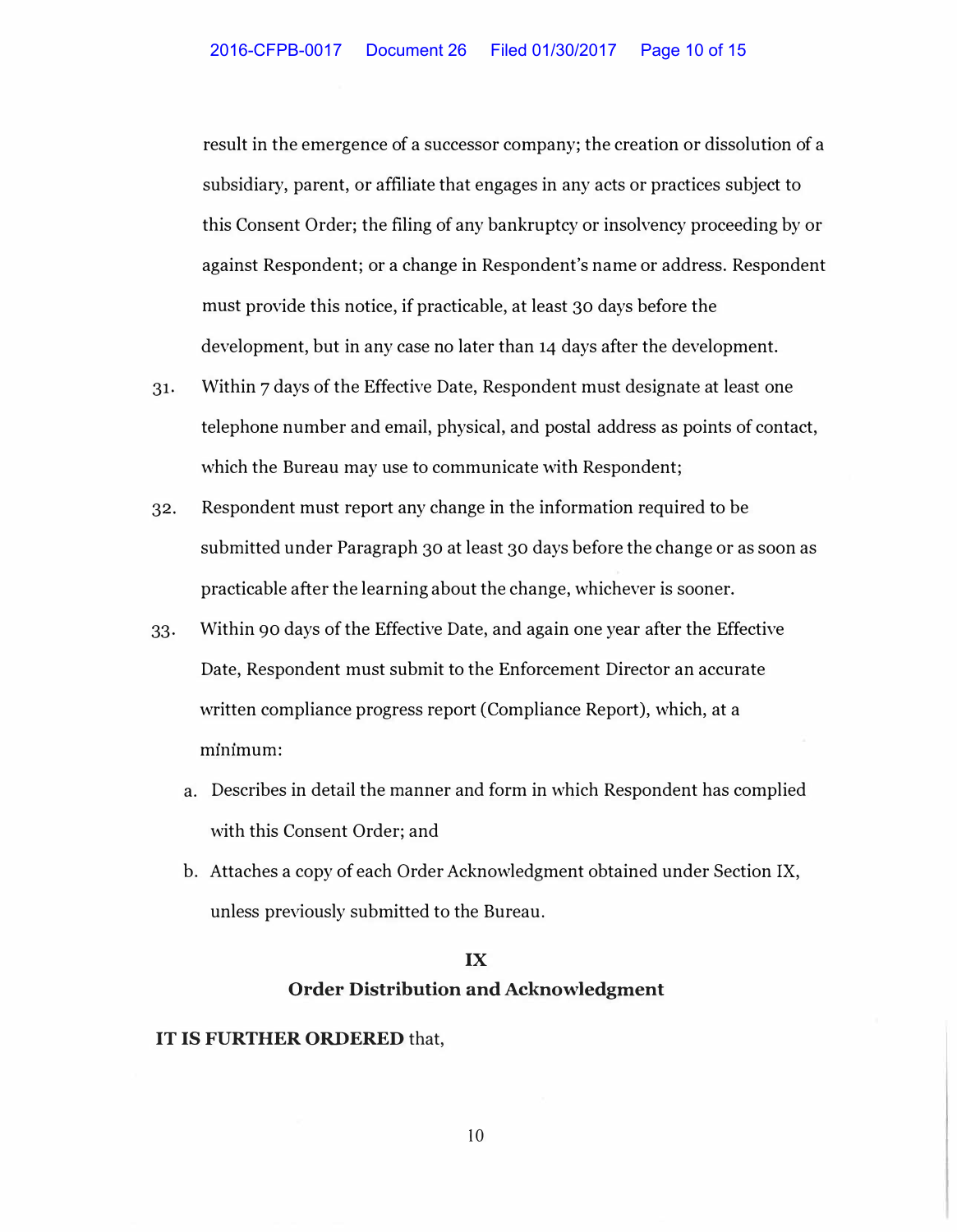result in the emergence of a successor company; the creation or dissolution of a subsidiary, parent, or affiliate that engages in any acts or practices subject to this Consent Order; the filing of any bankruptcy or insolvency proceeding by or against Respondent; or a change in Respondent's name or address. Respondent must provide this notice, if practicable, at least 30 days before the development, but in any case no later than 14 days after the development.

31. Within 7 days of the Effective Date, Respondent must designate at least one telephone number and email, physical, and postal address as points of contact, which the Bureau may use to communicate with Respondent;

32. Respondent must report any change in the information required to be submitted under Paragraph 30 at least 30 days before the change or as soon as practicable after the learning about the change, whichever is sooner.

33. Within 90 days of the Effective Date, and again one year after the Effective Date, Respondent must submit to the Enforcement Director an accurate written compliance progress report (Compliance Report), which, at a minimum:

    a. Describes in detail the manner and form in which Respondent has complied with this Consent Order; and

    b. Attaches a copy of each Order Acknowledgment obtained under Section IX, unless previously submitted to the Bureau.

## IX
## Order Distribution and Acknowledgment

**IT IS FURTHER ORDERED** that,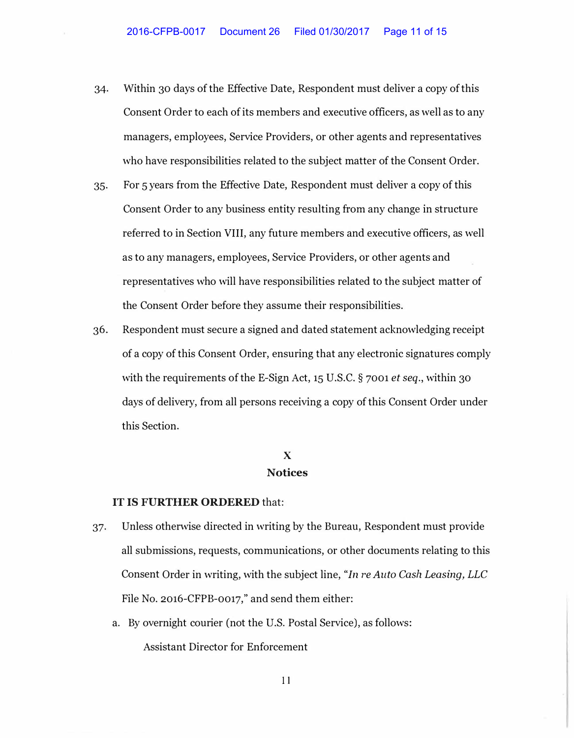34. Within 30 days of the Effective Date, Respondent must deliver a copy of this Consent Order to each of its members and executive officers, as well as to any managers, employees, Service Providers, or other agents and representatives who have responsibilities related to the subject matter of the Consent Order.

35. For 5 years from the Effective Date, Respondent must deliver a copy of this Consent Order to any business entity resulting from any change in structure referred to in Section VIII, any future members and executive officers, as well as to any managers, employees, Service Providers, or other agents and representatives who will have responsibilities related to the subject matter of the Consent Order before they assume their responsibilities.

36. Respondent must secure a signed and dated statement acknowledging receipt of a copy of this Consent Order, ensuring that any electronic signatures comply with the requirements of the E-Sign Act, 15 U.S.C. § 7001 *et seq*., within 30 days of delivery, from all persons receiving a copy of this Consent Order under this Section.

## X
## Notices

**IT IS FURTHER ORDERED** that:

37. Unless otherwise directed in writing by the Bureau, Respondent must provide all submissions, requests, communications, or other documents relating to this Consent Order in writing, with the subject line, "*In re Auto Cash Leasing, LLC* File No. 2016-CFPB-0017," and send them either:

    a. By overnight courier (not the U.S. Postal Service), as follows:

       Assistant Director for Enforcement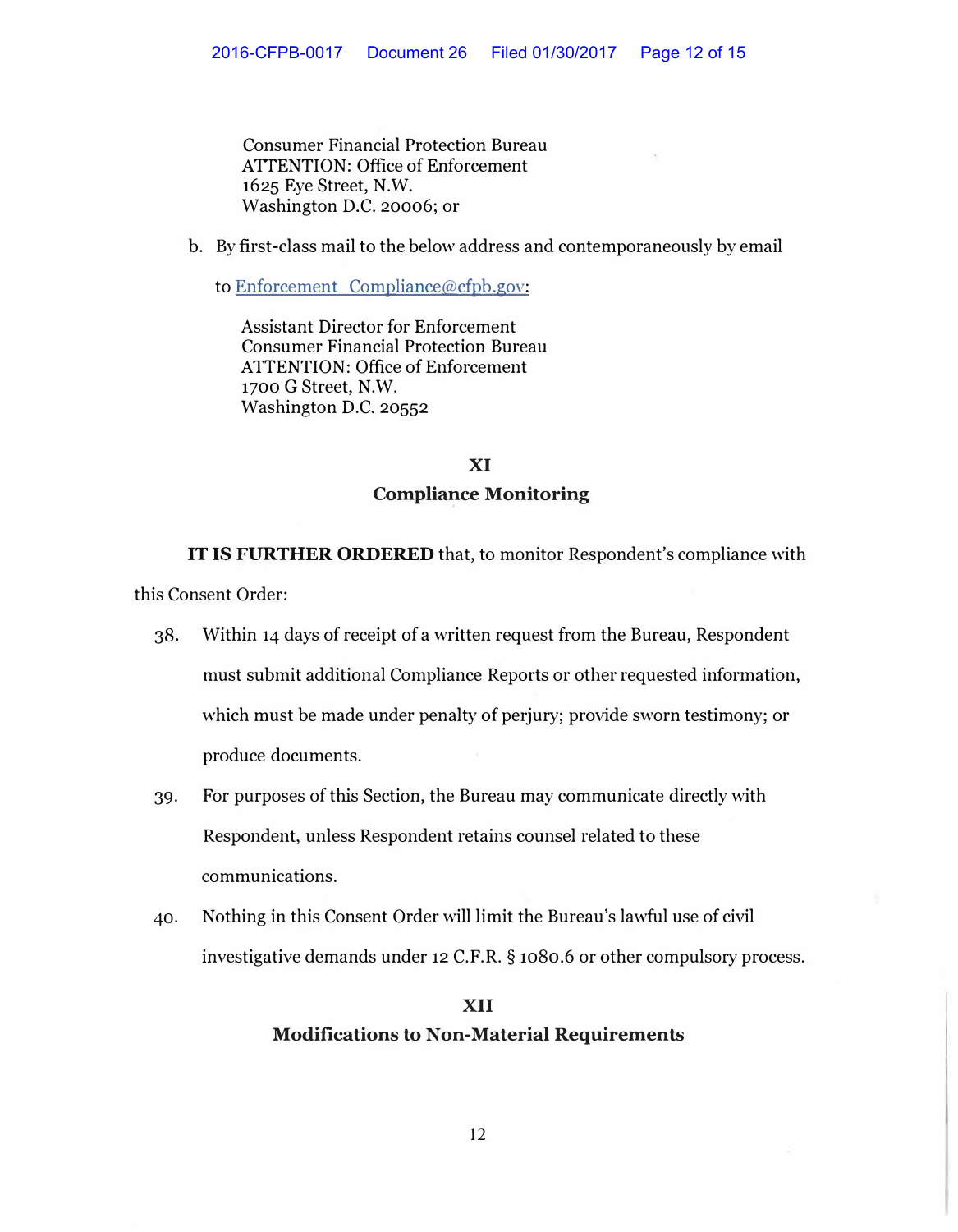Consumer Financial Protection Bureau
ATTENTION: Office of Enforcement
1625 Eye Street, N.W.
Washington D.C. 20006; or

b. By first-class mail to the below address and contemporaneously by email to Enforcement_Compliance@cfpb.gov:

Assistant Director for Enforcement
Consumer Financial Protection Bureau
ATTENTION: Office of Enforcement
1700 G Street, N.W.
Washington D.C. 20552

## XI
## Compliance Monitoring

**IT IS FURTHER ORDERED** that, to monitor Respondent's compliance with this Consent Order:

38. Within 14 days of receipt of a written request from the Bureau, Respondent must submit additional Compliance Reports or other requested information, which must be made under penalty of perjury; provide sworn testimony; or produce documents.

39. For purposes of this Section, the Bureau may communicate directly with Respondent, unless Respondent retains counsel related to these communications.

40. Nothing in this Consent Order will limit the Bureau's lawful use of civil investigative demands under 12 C.F.R. § 1080.6 or other compulsory process.

## XII
## Modifications to Non-Material Requirements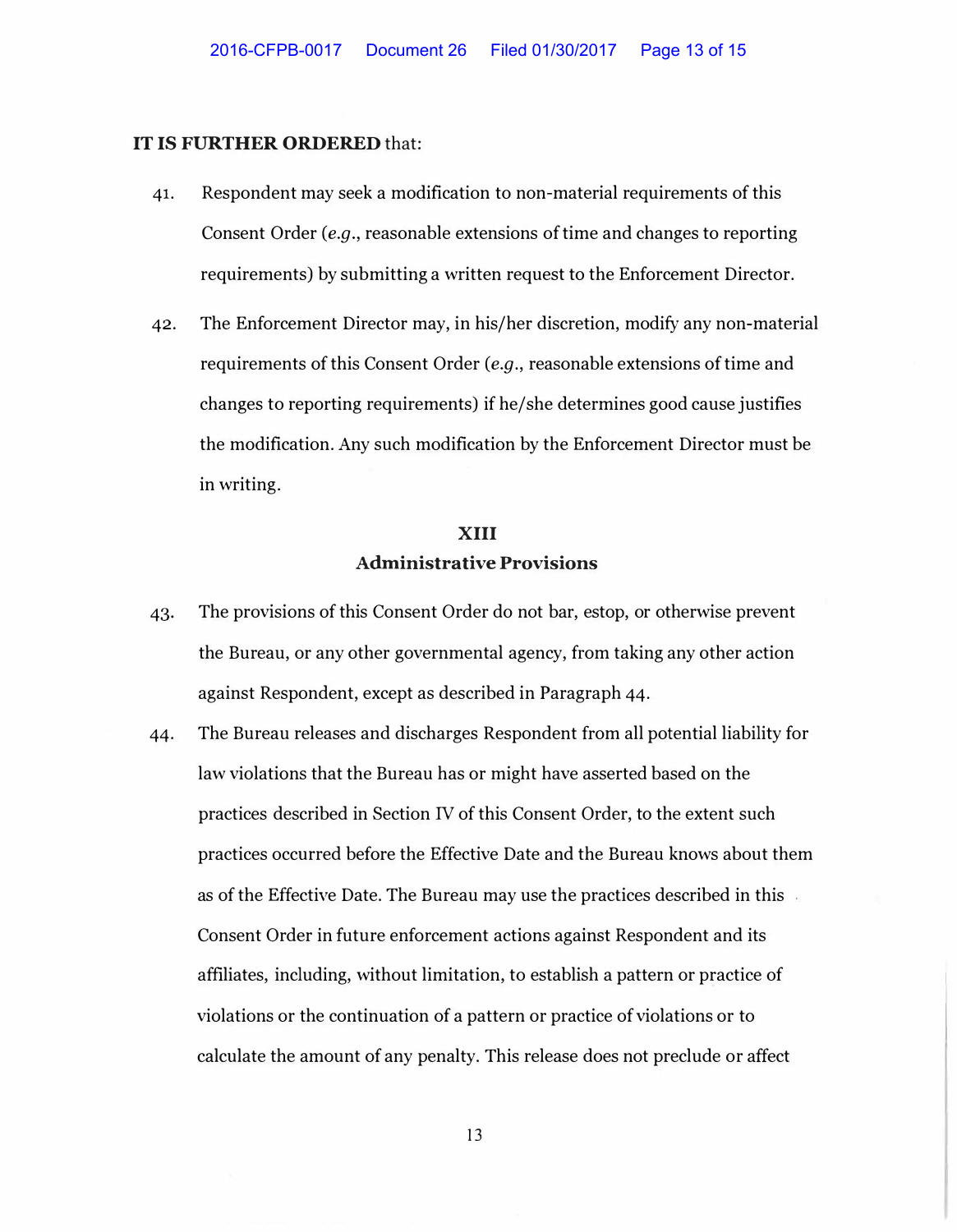**IT IS FURTHER ORDERED** that:

41. Respondent may seek a modification to non-material requirements of this Consent Order (*e.g.*, reasonable extensions of time and changes to reporting requirements) by submitting a written request to the Enforcement Director.

42. The Enforcement Director may, in his/her discretion, modify any non-material requirements of this Consent Order (*e.g.*, reasonable extensions of time and changes to reporting requirements) if he/she determines good cause justifies the modification. Any such modification by the Enforcement Director must be in writing.

## XIII
## Administrative Provisions

43. The provisions of this Consent Order do not bar, estop, or otherwise prevent the Bureau, or any other governmental agency, from taking any other action against Respondent, except as described in Paragraph 44.

44. The Bureau releases and discharges Respondent from all potential liability for law violations that the Bureau has or might have asserted based on the practices described in Section IV of this Consent Order, to the extent such practices occurred before the Effective Date and the Bureau knows about them as of the Effective Date. The Bureau may use the practices described in this Consent Order in future enforcement actions against Respondent and its affiliates, including, without limitation, to establish a pattern or practice of violations or the continuation of a pattern or practice of violations or to calculate the amount of any penalty. This release does not preclude or affect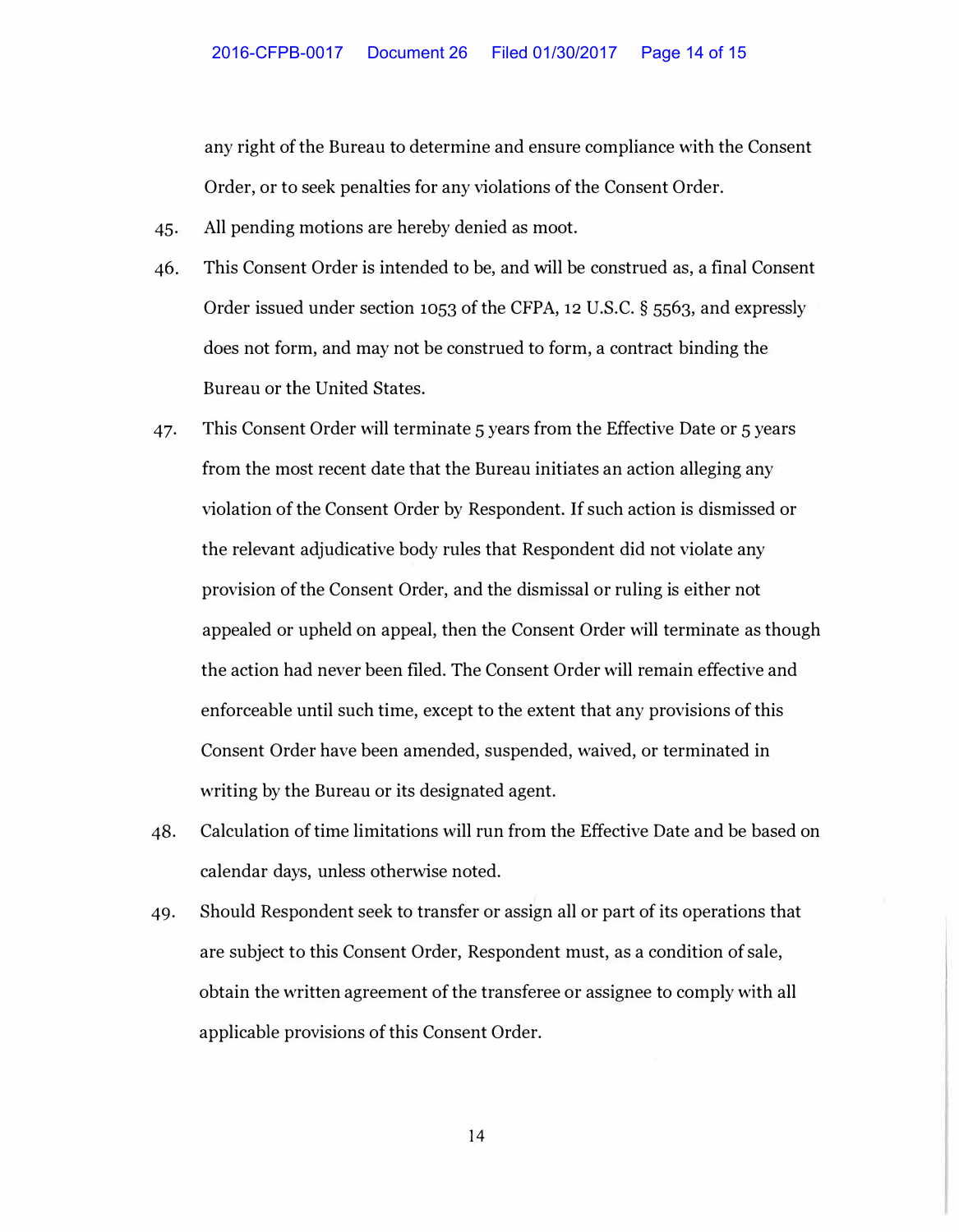any right of the Bureau to determine and ensure compliance with the Consent Order, or to seek penalties for any violations of the Consent Order.

45. All pending motions are hereby denied as moot.

46. This Consent Order is intended to be, and will be construed as, a final Consent Order issued under section 1053 of the CFPA, 12 U.S.C. § 5563, and expressly does not form, and may not be construed to form, a contract binding the Bureau or the United States.

47. This Consent Order will terminate 5 years from the Effective Date or 5 years from the most recent date that the Bureau initiates an action alleging any violation of the Consent Order by Respondent. If such action is dismissed or the relevant adjudicative body rules that Respondent did not violate any provision of the Consent Order, and the dismissal or ruling is either not appealed or upheld on appeal, then the Consent Order will terminate as though the action had never been filed. The Consent Order will remain effective and enforceable until such time, except to the extent that any provisions of this Consent Order have been amended, suspended, waived, or terminated in writing by the Bureau or its designated agent.

48. Calculation of time limitations will run from the Effective Date and be based on calendar days, unless otherwise noted.

49. Should Respondent seek to transfer or assign all or part of its operations that are subject to this Consent Order, Respondent must, as a condition of sale, obtain the written agreement of the transferee or assignee to comply with all applicable provisions of this Consent Order.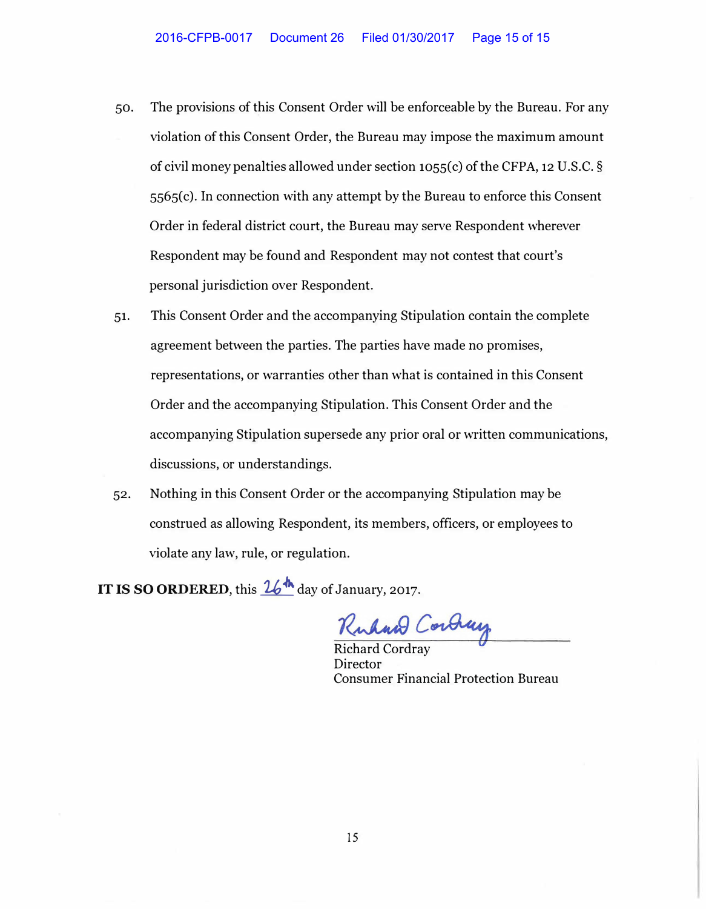50. The provisions of this Consent Order will be enforceable by the Bureau. For any violation of this Consent Order, the Bureau may impose the maximum amount of civil money penalties allowed under section 1055(c) of the CFPA, 12 U.S.C. § 5565(c). In connection with any attempt by the Bureau to enforce this Consent Order in federal district court, the Bureau may serve Respondent wherever Respondent may be found and Respondent may not contest that court's personal jurisdiction over Respondent.

51. This Consent Order and the accompanying Stipulation contain the complete agreement between the parties. The parties have made no promises, representations, or warranties other than what is contained in this Consent Order and the accompanying Stipulation. This Consent Order and the accompanying Stipulation supersede any prior oral or written communications, discussions, or understandings.

52. Nothing in this Consent Order or the accompanying Stipulation may be construed as allowing Respondent, its members, officers, or employees to violate any law, rule, or regulation.

**IT IS SO ORDERED**, this 26th day of January, 2017.

Richard Cordray
Director
Consumer Financial Protection Bureau